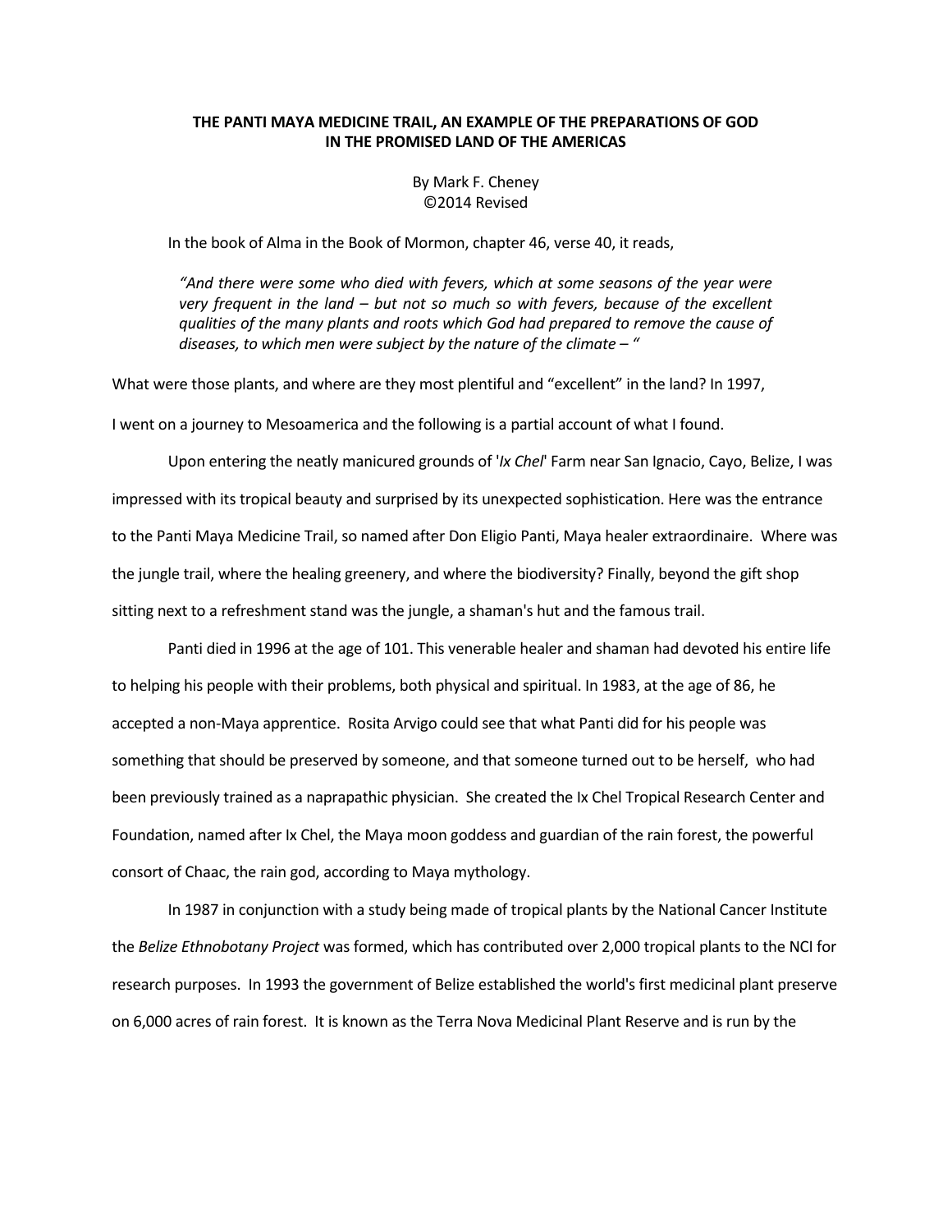# THE PANTI MAYA MEDICINE TRAIL, AN EXAMPLE OF THE PREPARATIONS OF GOD IN THE PROMISED LAND OF THE AMERICAS

By Mark F. Cheney
©2014 Revised

In the book of Alma in the Book of Mormon, chapter 46, verse 40, it reads,

> *"And there were some who died with fevers, which at some seasons of the year were very frequent in the land – but not so much so with fevers, because of the excellent qualities of the many plants and roots which God had prepared to remove the cause of diseases, to which men were subject by the nature of the climate – "*

What were those plants, and where are they most plentiful and "excellent" in the land? In 1997, I went on a journey to Mesoamerica and the following is a partial account of what I found.

Upon entering the neatly manicured grounds of '*Ix Chel*' Farm near San Ignacio, Cayo, Belize, I was impressed with its tropical beauty and surprised by its unexpected sophistication. Here was the entrance to the Panti Maya Medicine Trail, so named after Don Eligio Panti, Maya healer extraordinaire. Where was the jungle trail, where the healing greenery, and where the biodiversity? Finally, beyond the gift shop sitting next to a refreshment stand was the jungle, a shaman's hut and the famous trail.

Panti died in 1996 at the age of 101. This venerable healer and shaman had devoted his entire life to helping his people with their problems, both physical and spiritual. In 1983, at the age of 86, he accepted a non-Maya apprentice. Rosita Arvigo could see that what Panti did for his people was something that should be preserved by someone, and that someone turned out to be herself, who had been previously trained as a naprapathic physician. She created the Ix Chel Tropical Research Center and Foundation, named after Ix Chel, the Maya moon goddess and guardian of the rain forest, the powerful consort of Chaac, the rain god, according to Maya mythology.

In 1987 in conjunction with a study being made of tropical plants by the National Cancer Institute the *Belize Ethnobotany Project* was formed, which has contributed over 2,000 tropical plants to the NCI for research purposes. In 1993 the government of Belize established the world's first medicinal plant preserve on 6,000 acres of rain forest. It is known as the Terra Nova Medicinal Plant Reserve and is run by the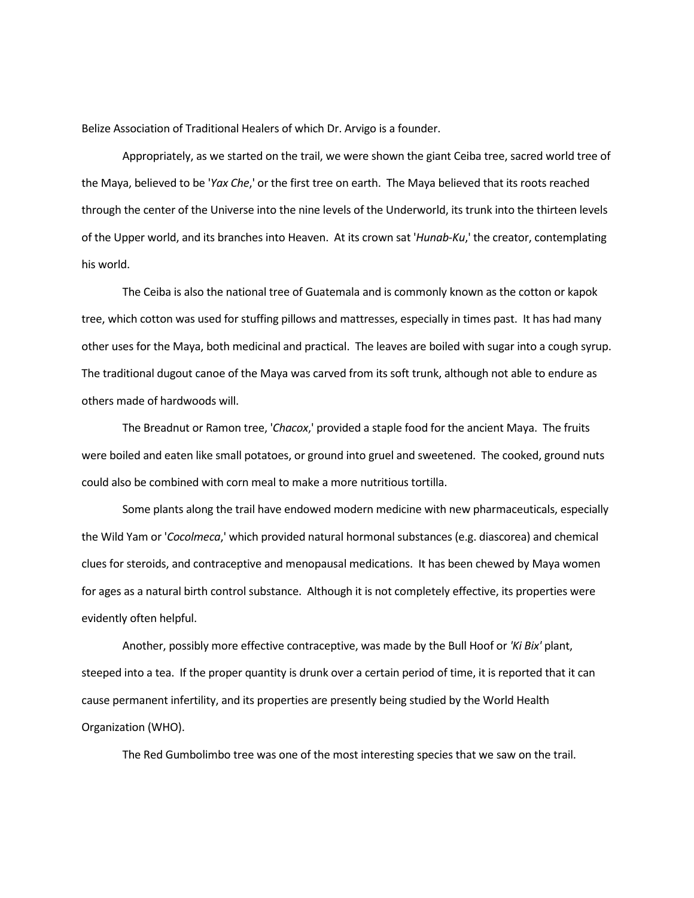Belize Association of Traditional Healers of which Dr. Arvigo is a founder.

Appropriately, as we started on the trail, we were shown the giant Ceiba tree, sacred world tree of the Maya, believed to be '*Yax Che*,' or the first tree on earth. The Maya believed that its roots reached through the center of the Universe into the nine levels of the Underworld, its trunk into the thirteen levels of the Upper world, and its branches into Heaven. At its crown sat '*Hunab-Ku*,' the creator, contemplating his world.

The Ceiba is also the national tree of Guatemala and is commonly known as the cotton or kapok tree, which cotton was used for stuffing pillows and mattresses, especially in times past. It has had many other uses for the Maya, both medicinal and practical. The leaves are boiled with sugar into a cough syrup. The traditional dugout canoe of the Maya was carved from its soft trunk, although not able to endure as others made of hardwoods will.

The Breadnut or Ramon tree, '*Chacox*,' provided a staple food for the ancient Maya. The fruits were boiled and eaten like small potatoes, or ground into gruel and sweetened. The cooked, ground nuts could also be combined with corn meal to make a more nutritious tortilla.

Some plants along the trail have endowed modern medicine with new pharmaceuticals, especially the Wild Yam or '*Cocolmeca*,' which provided natural hormonal substances (e.g. diascorea) and chemical clues for steroids, and contraceptive and menopausal medications. It has been chewed by Maya women for ages as a natural birth control substance. Although it is not completely effective, its properties were evidently often helpful.

Another, possibly more effective contraceptive, was made by the Bull Hoof or *'Ki Bix'* plant, steeped into a tea. If the proper quantity is drunk over a certain period of time, it is reported that it can cause permanent infertility, and its properties are presently being studied by the World Health Organization (WHO).

The Red Gumbolimbo tree was one of the most interesting species that we saw on the trail.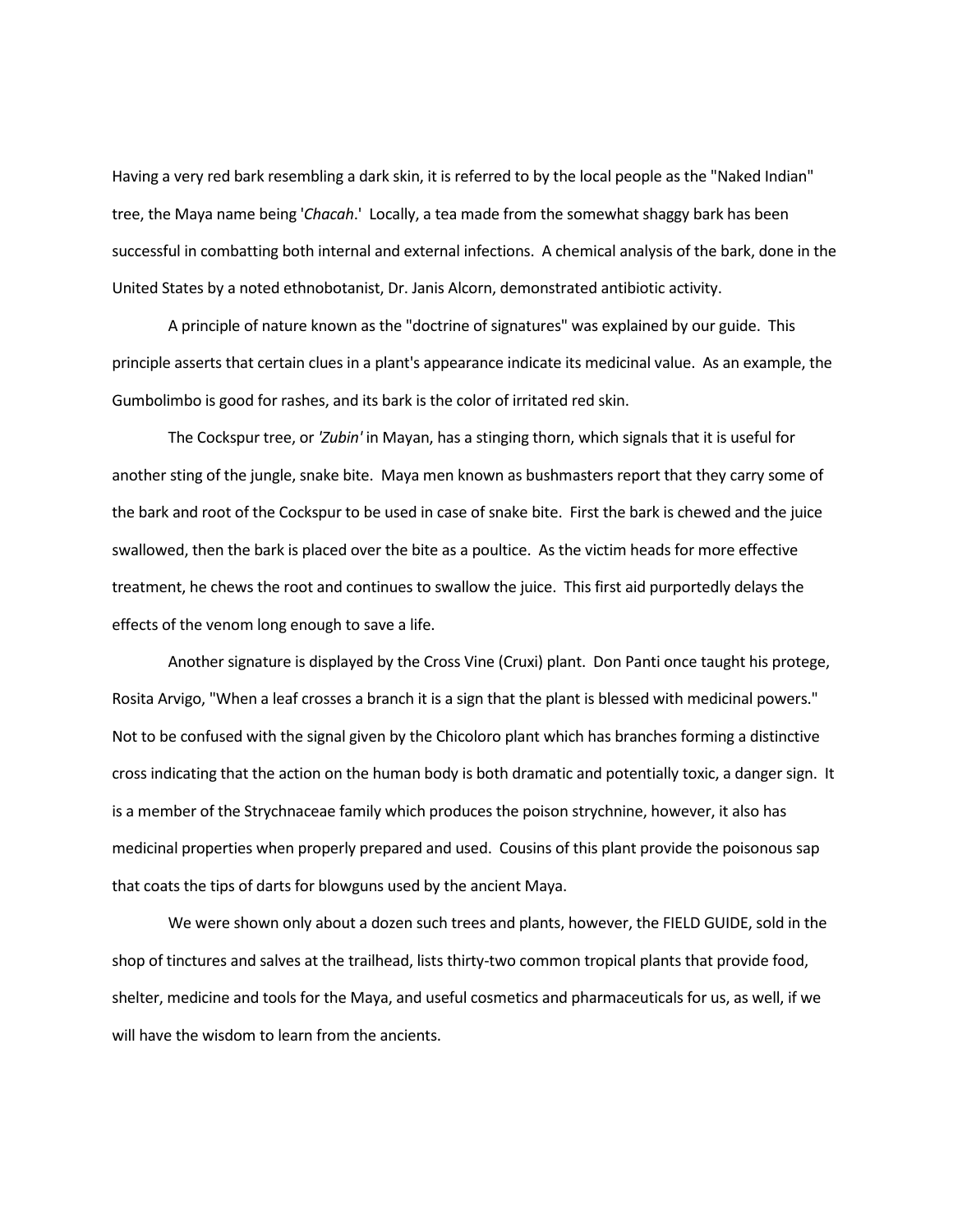Having a very red bark resembling a dark skin, it is referred to by the local people as the "Naked Indian" tree, the Maya name being '*Chacah*.' Locally, a tea made from the somewhat shaggy bark has been successful in combatting both internal and external infections. A chemical analysis of the bark, done in the United States by a noted ethnobotanist, Dr. Janis Alcorn, demonstrated antibiotic activity.

A principle of nature known as the "doctrine of signatures" was explained by our guide. This principle asserts that certain clues in a plant's appearance indicate its medicinal value. As an example, the Gumbolimbo is good for rashes, and its bark is the color of irritated red skin.

The Cockspur tree, or *'Zubin'* in Mayan, has a stinging thorn, which signals that it is useful for another sting of the jungle, snake bite. Maya men known as bushmasters report that they carry some of the bark and root of the Cockspur to be used in case of snake bite. First the bark is chewed and the juice swallowed, then the bark is placed over the bite as a poultice. As the victim heads for more effective treatment, he chews the root and continues to swallow the juice. This first aid purportedly delays the effects of the venom long enough to save a life.

Another signature is displayed by the Cross Vine (Cruxi) plant. Don Panti once taught his protege, Rosita Arvigo, "When a leaf crosses a branch it is a sign that the plant is blessed with medicinal powers." Not to be confused with the signal given by the Chicoloro plant which has branches forming a distinctive cross indicating that the action on the human body is both dramatic and potentially toxic, a danger sign. It is a member of the Strychnaceae family which produces the poison strychnine, however, it also has medicinal properties when properly prepared and used. Cousins of this plant provide the poisonous sap that coats the tips of darts for blowguns used by the ancient Maya.

We were shown only about a dozen such trees and plants, however, the FIELD GUIDE, sold in the shop of tinctures and salves at the trailhead, lists thirty-two common tropical plants that provide food, shelter, medicine and tools for the Maya, and useful cosmetics and pharmaceuticals for us, as well, if we will have the wisdom to learn from the ancients.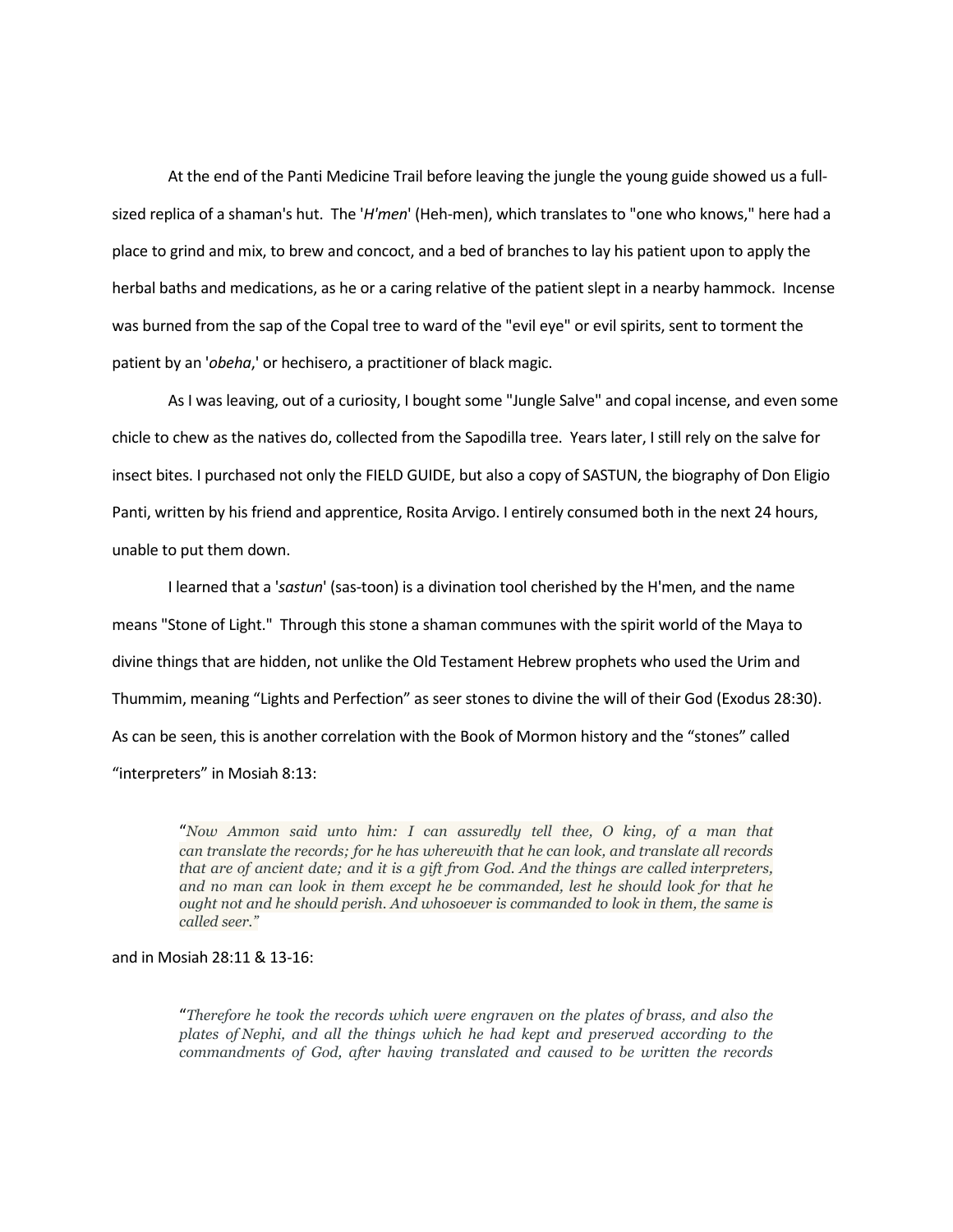At the end of the Panti Medicine Trail before leaving the jungle the young guide showed us a full-sized replica of a shaman's hut. The '*H'men*' (Heh-men), which translates to "one who knows," here had a place to grind and mix, to brew and concoct, and a bed of branches to lay his patient upon to apply the herbal baths and medications, as he or a caring relative of the patient slept in a nearby hammock. Incense was burned from the sap of the Copal tree to ward of the "evil eye" or evil spirits, sent to torment the patient by an '*obeha*,' or hechisero, a practitioner of black magic.

As I was leaving, out of a curiosity, I bought some "Jungle Salve" and copal incense, and even some chicle to chew as the natives do, collected from the Sapodilla tree. Years later, I still rely on the salve for insect bites. I purchased not only the FIELD GUIDE, but also a copy of SASTUN, the biography of Don Eligio Panti, written by his friend and apprentice, Rosita Arvigo. I entirely consumed both in the next 24 hours, unable to put them down.

I learned that a '*sastun*' (sas-toon) is a divination tool cherished by the H'men, and the name means "Stone of Light." Through this stone a shaman communes with the spirit world of the Maya to divine things that are hidden, not unlike the Old Testament Hebrew prophets who used the Urim and Thummim, meaning "Lights and Perfection" as seer stones to divine the will of their God (Exodus 28:30). As can be seen, this is another correlation with the Book of Mormon history and the "stones" called "interpreters" in Mosiah 8:13:

> "*Now Ammon said unto him: I can assuredly tell thee, O king, of a man that can translate the records; for he has wherewith that he can look, and translate all records that are of ancient date; and it is a gift from God. And the things are called interpreters, and no man can look in them except he be commanded, lest he should look for that he ought not and he should perish. And whosoever is commanded to look in them, the same is called seer.*"

and in Mosiah 28:11 & 13-16:

> "*Therefore he took the records which were engraven on the plates of brass, and also the plates of Nephi, and all the things which he had kept and preserved according to the commandments of God, after having translated and caused to be written the records*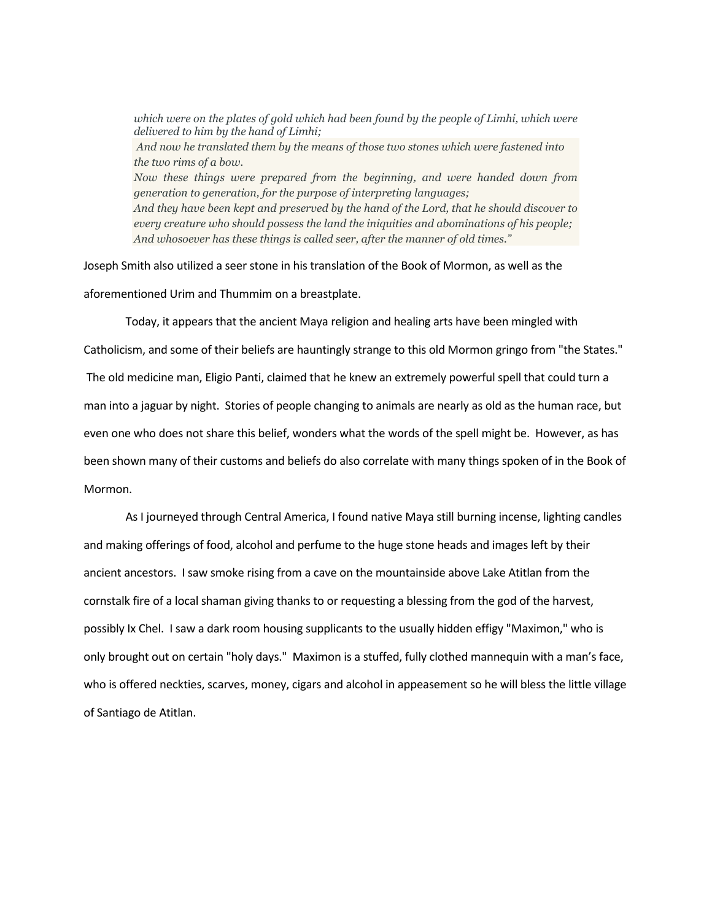> *which were on the plates of gold which had been found by the people of Limhi, which were delivered to him by the hand of Limhi;*
> *And now he translated them by the means of those two stones which were fastened into the two rims of a bow.*
> *Now these things were prepared from the beginning, and were handed down from generation to generation, for the purpose of interpreting languages;*
> *And they have been kept and preserved by the hand of the Lord, that he should discover to every creature who should possess the land the iniquities and abominations of his people;*
> *And whosoever has these things is called seer, after the manner of old times."*

Joseph Smith also utilized a seer stone in his translation of the Book of Mormon, as well as the aforementioned Urim and Thummim on a breastplate.

Today, it appears that the ancient Maya religion and healing arts have been mingled with Catholicism, and some of their beliefs are hauntingly strange to this old Mormon gringo from "the States." The old medicine man, Eligio Panti, claimed that he knew an extremely powerful spell that could turn a man into a jaguar by night. Stories of people changing to animals are nearly as old as the human race, but even one who does not share this belief, wonders what the words of the spell might be. However, as has been shown many of their customs and beliefs do also correlate with many things spoken of in the Book of Mormon.

As I journeyed through Central America, I found native Maya still burning incense, lighting candles and making offerings of food, alcohol and perfume to the huge stone heads and images left by their ancient ancestors. I saw smoke rising from a cave on the mountainside above Lake Atitlan from the cornstalk fire of a local shaman giving thanks to or requesting a blessing from the god of the harvest, possibly Ix Chel. I saw a dark room housing supplicants to the usually hidden effigy "Maximon," who is only brought out on certain "holy days." Maximon is a stuffed, fully clothed mannequin with a man's face, who is offered neckties, scarves, money, cigars and alcohol in appeasement so he will bless the little village of Santiago de Atitlan.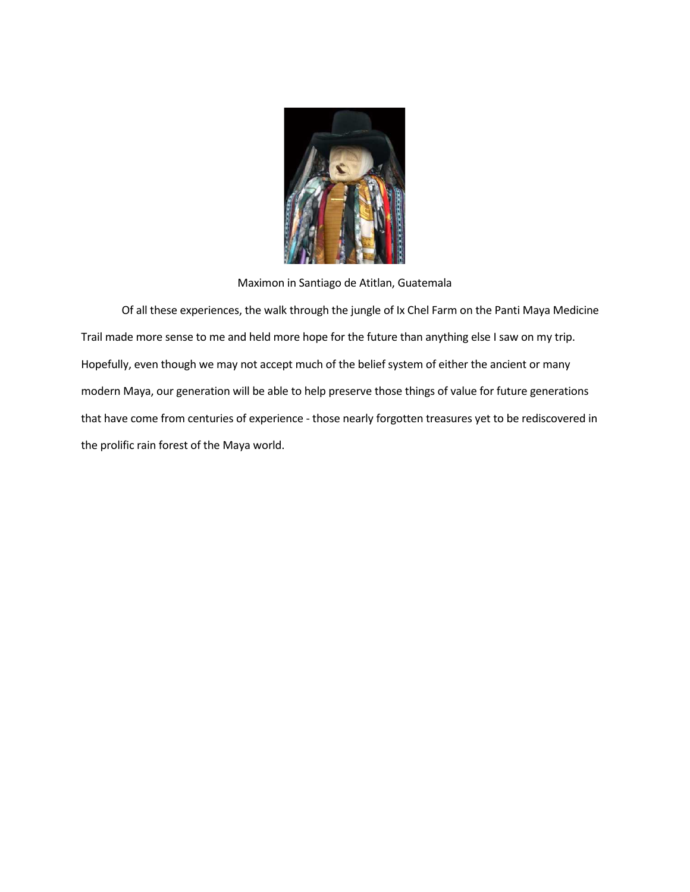Maximon in Santiago de Atitlan, Guatemala

Of all these experiences, the walk through the jungle of Ix Chel Farm on the Panti Maya Medicine Trail made more sense to me and held more hope for the future than anything else I saw on my trip. Hopefully, even though we may not accept much of the belief system of either the ancient or many modern Maya, our generation will be able to help preserve those things of value for future generations that have come from centuries of experience - those nearly forgotten treasures yet to be rediscovered in the prolific rain forest of the Maya world.